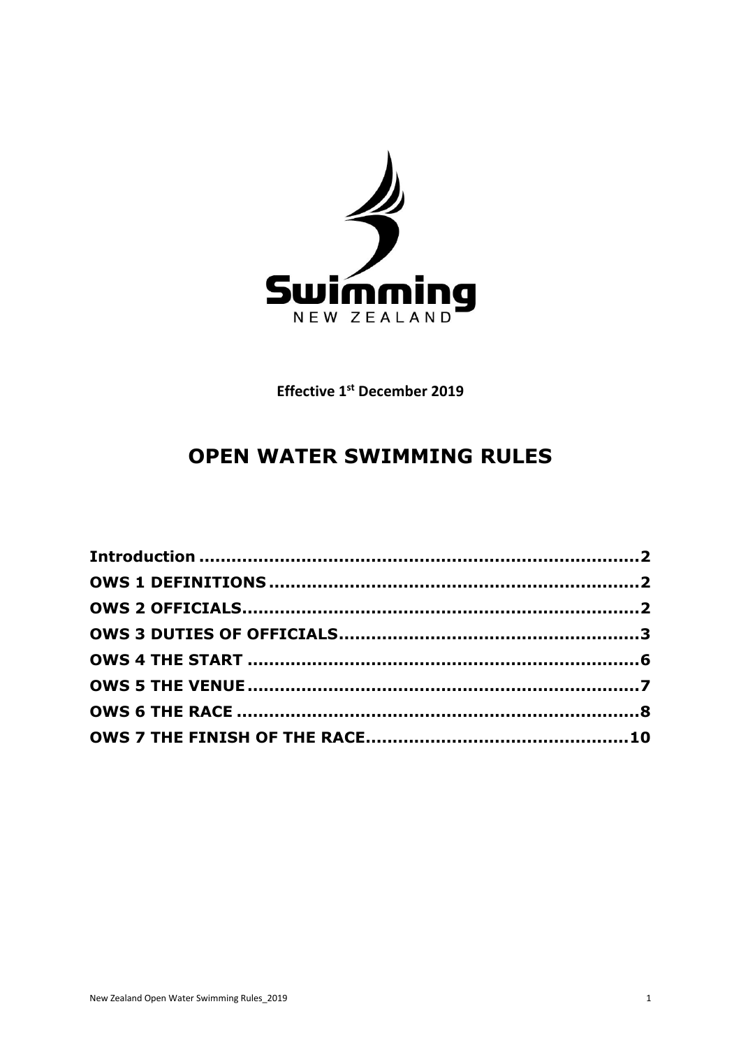Swimming NEW ZEALAND

**Effective 1st December 2019**

# OPEN WATER SWIMMING RULES

| | |
|---|---|
| **Introduction** | **2** |
| **OWS 1 DEFINITIONS** | **2** |
| **OWS 2 OFFICIALS** | **2** |
| **OWS 3 DUTIES OF OFFICIALS** | **3** |
| **OWS 4 THE START** | **6** |
| **OWS 5 THE VENUE** | **7** |
| **OWS 6 THE RACE** | **8** |
| **OWS 7 THE FINISH OF THE RACE** | **10** |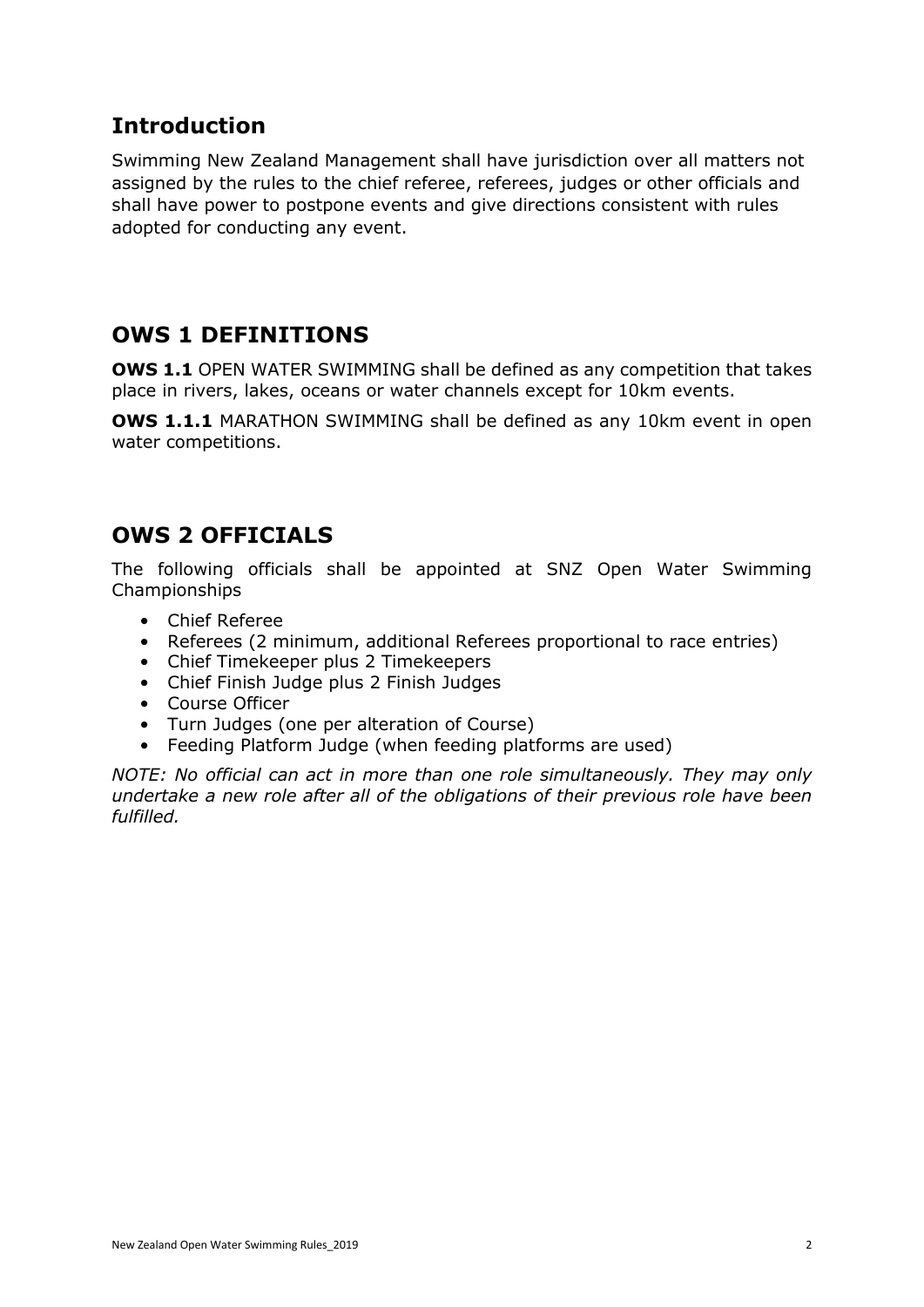## Introduction

Swimming New Zealand Management shall have jurisdiction over all matters not assigned by the rules to the chief referee, referees, judges or other officials and shall have power to postpone events and give directions consistent with rules adopted for conducting any event.

## OWS 1 DEFINITIONS

**OWS 1.1** OPEN WATER SWIMMING shall be defined as any competition that takes place in rivers, lakes, oceans or water channels except for 10km events.

**OWS 1.1.1** MARATHON SWIMMING shall be defined as any 10km event in open water competitions.

## OWS 2 OFFICIALS

The following officials shall be appointed at SNZ Open Water Swimming Championships

- Chief Referee
- Referees (2 minimum, additional Referees proportional to race entries)
- Chief Timekeeper plus 2 Timekeepers
- Chief Finish Judge plus 2 Finish Judges
- Course Officer
- Turn Judges (one per alteration of Course)
- Feeding Platform Judge (when feeding platforms are used)

*NOTE: No official can act in more than one role simultaneously. They may only undertake a new role after all of the obligations of their previous role have been fulfilled.*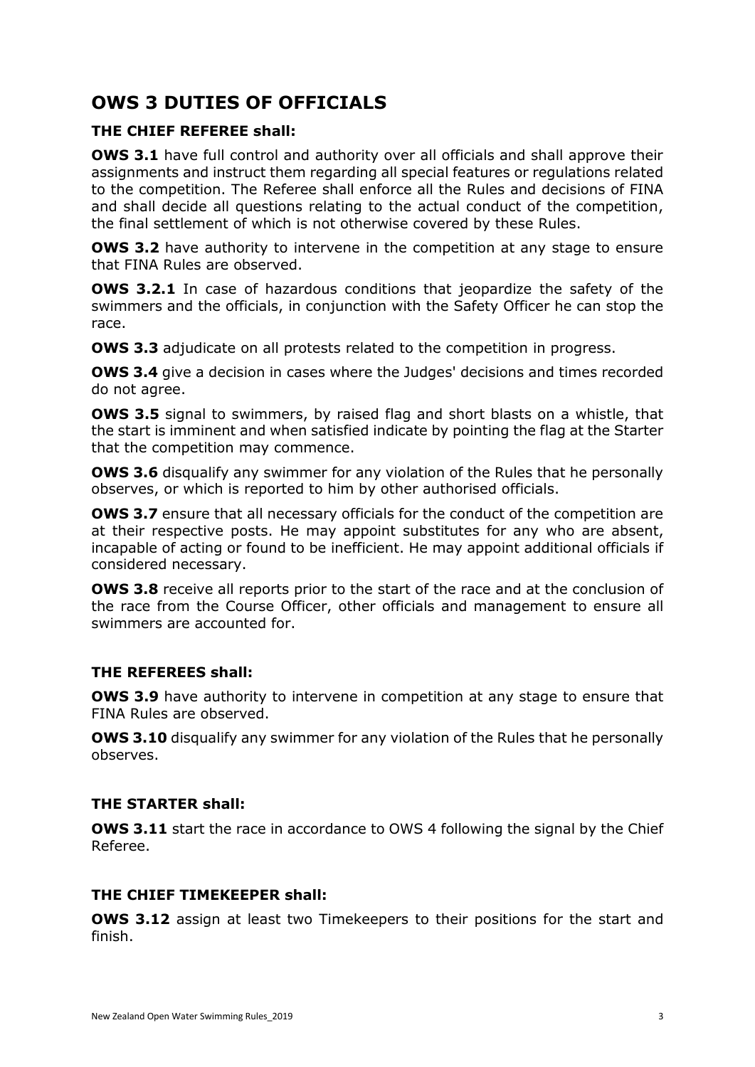# OWS 3 DUTIES OF OFFICIALS

**THE CHIEF REFEREE shall:**

**OWS 3.1** have full control and authority over all officials and shall approve their assignments and instruct them regarding all special features or regulations related to the competition. The Referee shall enforce all the Rules and decisions of FINA and shall decide all questions relating to the actual conduct of the competition, the final settlement of which is not otherwise covered by these Rules.

**OWS 3.2** have authority to intervene in the competition at any stage to ensure that FINA Rules are observed.

**OWS 3.2.1** In case of hazardous conditions that jeopardize the safety of the swimmers and the officials, in conjunction with the Safety Officer he can stop the race.

**OWS 3.3** adjudicate on all protests related to the competition in progress.

**OWS 3.4** give a decision in cases where the Judges' decisions and times recorded do not agree.

**OWS 3.5** signal to swimmers, by raised flag and short blasts on a whistle, that the start is imminent and when satisfied indicate by pointing the flag at the Starter that the competition may commence.

**OWS 3.6** disqualify any swimmer for any violation of the Rules that he personally observes, or which is reported to him by other authorised officials.

**OWS 3.7** ensure that all necessary officials for the conduct of the competition are at their respective posts. He may appoint substitutes for any who are absent, incapable of acting or found to be inefficient. He may appoint additional officials if considered necessary.

**OWS 3.8** receive all reports prior to the start of the race and at the conclusion of the race from the Course Officer, other officials and management to ensure all swimmers are accounted for.

**THE REFEREES shall:**

**OWS 3.9** have authority to intervene in competition at any stage to ensure that FINA Rules are observed.

**OWS 3.10** disqualify any swimmer for any violation of the Rules that he personally observes.

**THE STARTER shall:**

**OWS 3.11** start the race in accordance to OWS 4 following the signal by the Chief Referee.

**THE CHIEF TIMEKEEPER shall:**

**OWS 3.12** assign at least two Timekeepers to their positions for the start and finish.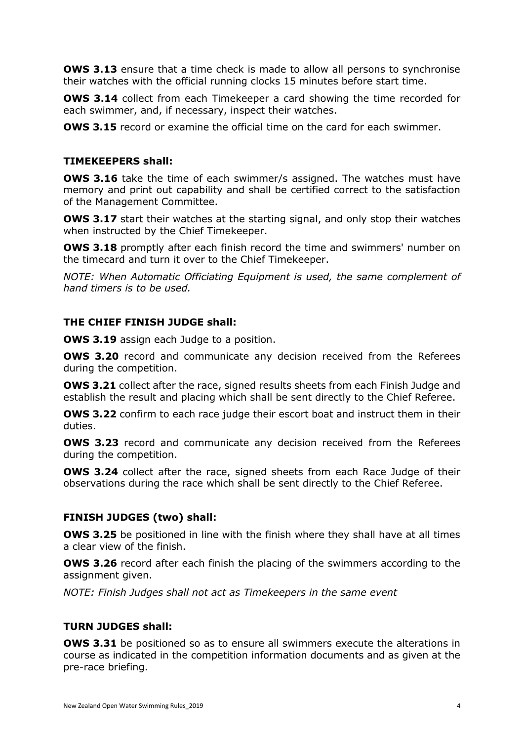**OWS 3.13** ensure that a time check is made to allow all persons to synchronise their watches with the official running clocks 15 minutes before start time.

**OWS 3.14** collect from each Timekeeper a card showing the time recorded for each swimmer, and, if necessary, inspect their watches.

**OWS 3.15** record or examine the official time on the card for each swimmer.

### TIMEKEEPERS shall:

**OWS 3.16** take the time of each swimmer/s assigned. The watches must have memory and print out capability and shall be certified correct to the satisfaction of the Management Committee.

**OWS 3.17** start their watches at the starting signal, and only stop their watches when instructed by the Chief Timekeeper.

**OWS 3.18** promptly after each finish record the time and swimmers' number on the timecard and turn it over to the Chief Timekeeper.

*NOTE: When Automatic Officiating Equipment is used, the same complement of hand timers is to be used.*

### THE CHIEF FINISH JUDGE shall:

**OWS 3.19** assign each Judge to a position.

**OWS 3.20** record and communicate any decision received from the Referees during the competition.

**OWS 3.21** collect after the race, signed results sheets from each Finish Judge and establish the result and placing which shall be sent directly to the Chief Referee.

**OWS 3.22** confirm to each race judge their escort boat and instruct them in their duties.

**OWS 3.23** record and communicate any decision received from the Referees during the competition.

**OWS 3.24** collect after the race, signed sheets from each Race Judge of their observations during the race which shall be sent directly to the Chief Referee.

### FINISH JUDGES (two) shall:

**OWS 3.25** be positioned in line with the finish where they shall have at all times a clear view of the finish.

**OWS 3.26** record after each finish the placing of the swimmers according to the assignment given.

*NOTE: Finish Judges shall not act as Timekeepers in the same event*

### TURN JUDGES shall:

**OWS 3.31** be positioned so as to ensure all swimmers execute the alterations in course as indicated in the competition information documents and as given at the pre-race briefing.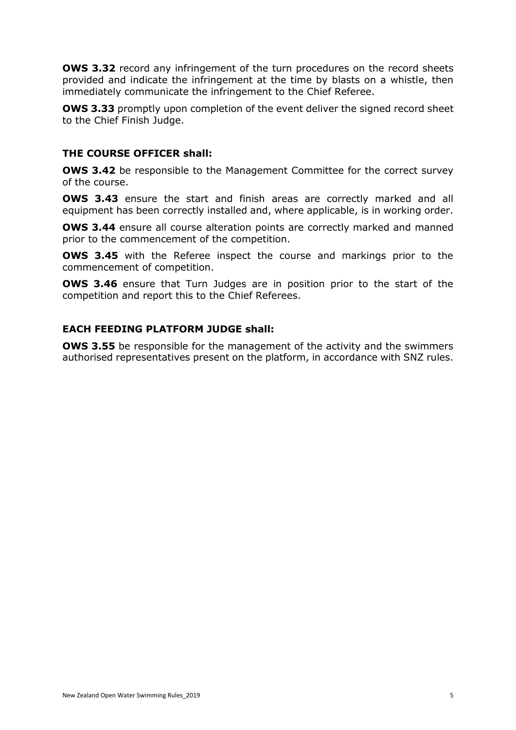**OWS 3.32** record any infringement of the turn procedures on the record sheets provided and indicate the infringement at the time by blasts on a whistle, then immediately communicate the infringement to the Chief Referee.

**OWS 3.33** promptly upon completion of the event deliver the signed record sheet to the Chief Finish Judge.

### THE COURSE OFFICER shall:

**OWS 3.42** be responsible to the Management Committee for the correct survey of the course.

**OWS 3.43** ensure the start and finish areas are correctly marked and all equipment has been correctly installed and, where applicable, is in working order.

**OWS 3.44** ensure all course alteration points are correctly marked and manned prior to the commencement of the competition.

**OWS 3.45** with the Referee inspect the course and markings prior to the commencement of competition.

**OWS 3.46** ensure that Turn Judges are in position prior to the start of the competition and report this to the Chief Referees.

### EACH FEEDING PLATFORM JUDGE shall:

**OWS 3.55** be responsible for the management of the activity and the swimmers authorised representatives present on the platform, in accordance with SNZ rules.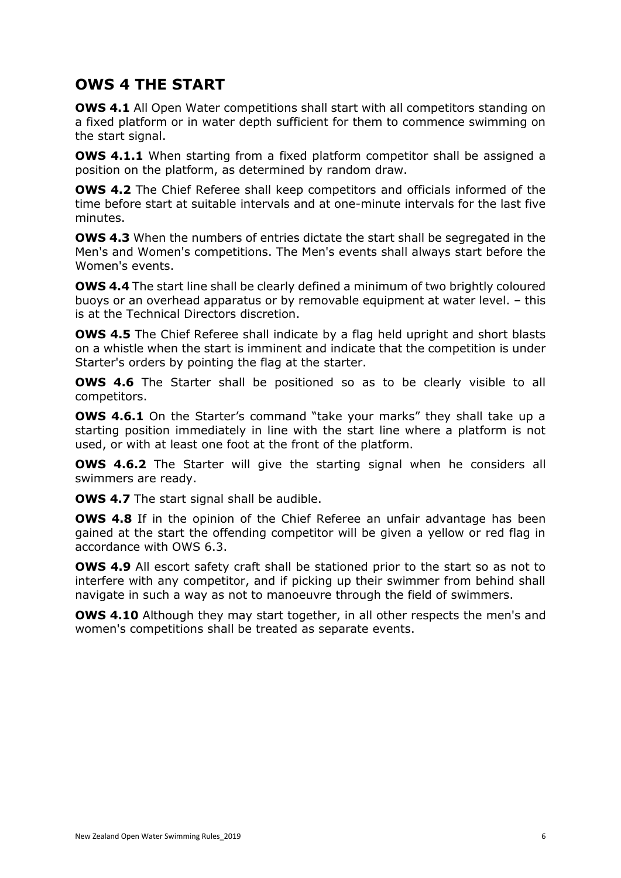## OWS 4 THE START

**OWS 4.1** All Open Water competitions shall start with all competitors standing on a fixed platform or in water depth sufficient for them to commence swimming on the start signal.

**OWS 4.1.1** When starting from a fixed platform competitor shall be assigned a position on the platform, as determined by random draw.

**OWS 4.2** The Chief Referee shall keep competitors and officials informed of the time before start at suitable intervals and at one-minute intervals for the last five minutes.

**OWS 4.3** When the numbers of entries dictate the start shall be segregated in the Men's and Women's competitions. The Men's events shall always start before the Women's events.

**OWS 4.4** The start line shall be clearly defined a minimum of two brightly coloured buoys or an overhead apparatus or by removable equipment at water level. – this is at the Technical Directors discretion.

**OWS 4.5** The Chief Referee shall indicate by a flag held upright and short blasts on a whistle when the start is imminent and indicate that the competition is under Starter's orders by pointing the flag at the starter.

**OWS 4.6** The Starter shall be positioned so as to be clearly visible to all competitors.

**OWS 4.6.1** On the Starter's command "take your marks" they shall take up a starting position immediately in line with the start line where a platform is not used, or with at least one foot at the front of the platform.

**OWS 4.6.2** The Starter will give the starting signal when he considers all swimmers are ready.

**OWS 4.7** The start signal shall be audible.

**OWS 4.8** If in the opinion of the Chief Referee an unfair advantage has been gained at the start the offending competitor will be given a yellow or red flag in accordance with OWS 6.3.

**OWS 4.9** All escort safety craft shall be stationed prior to the start so as not to interfere with any competitor, and if picking up their swimmer from behind shall navigate in such a way as not to manoeuvre through the field of swimmers.

**OWS 4.10** Although they may start together, in all other respects the men's and women's competitions shall be treated as separate events.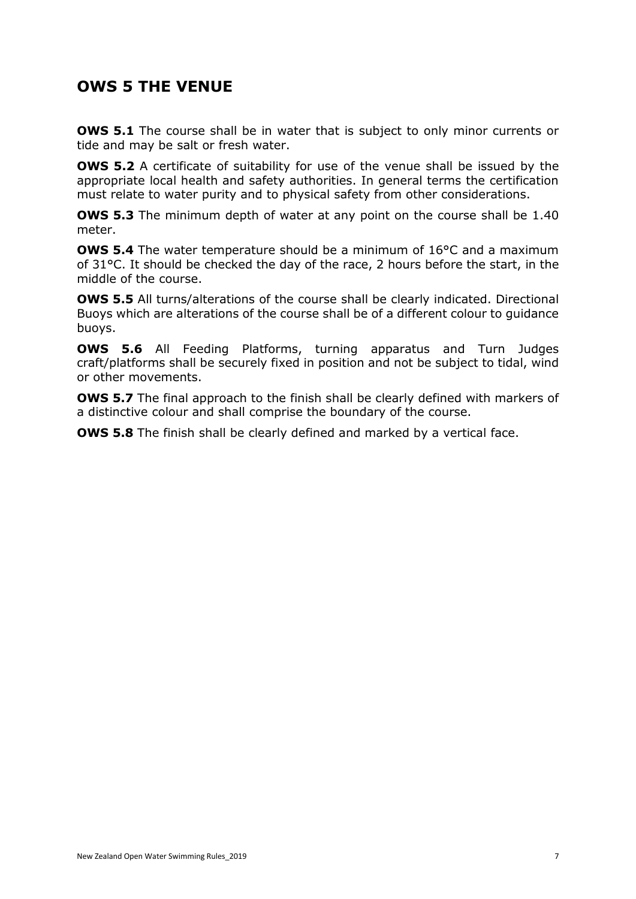## OWS 5 THE VENUE

**OWS 5.1** The course shall be in water that is subject to only minor currents or tide and may be salt or fresh water.

**OWS 5.2** A certificate of suitability for use of the venue shall be issued by the appropriate local health and safety authorities. In general terms the certification must relate to water purity and to physical safety from other considerations.

**OWS 5.3** The minimum depth of water at any point on the course shall be 1.40 meter.

**OWS 5.4** The water temperature should be a minimum of 16°C and a maximum of 31°C. It should be checked the day of the race, 2 hours before the start, in the middle of the course.

**OWS 5.5** All turns/alterations of the course shall be clearly indicated. Directional Buoys which are alterations of the course shall be of a different colour to guidance buoys.

**OWS 5.6** All Feeding Platforms, turning apparatus and Turn Judges craft/platforms shall be securely fixed in position and not be subject to tidal, wind or other movements.

**OWS 5.7** The final approach to the finish shall be clearly defined with markers of a distinctive colour and shall comprise the boundary of the course.

**OWS 5.8** The finish shall be clearly defined and marked by a vertical face.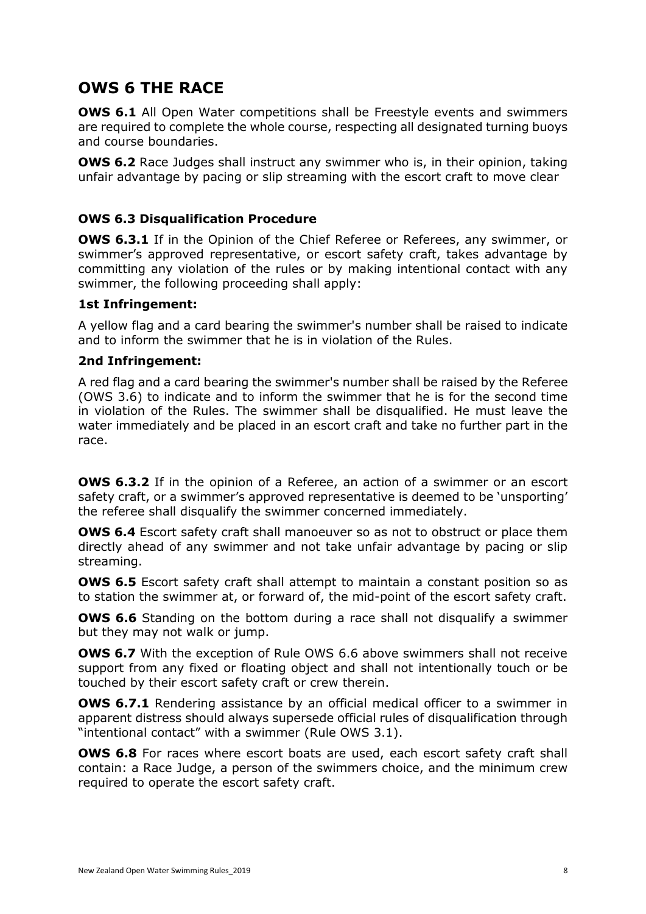## OWS 6 THE RACE

**OWS 6.1** All Open Water competitions shall be Freestyle events and swimmers are required to complete the whole course, respecting all designated turning buoys and course boundaries.

**OWS 6.2** Race Judges shall instruct any swimmer who is, in their opinion, taking unfair advantage by pacing or slip streaming with the escort craft to move clear

### OWS 6.3 Disqualification Procedure

**OWS 6.3.1** If in the Opinion of the Chief Referee or Referees, any swimmer, or swimmer's approved representative, or escort safety craft, takes advantage by committing any violation of the rules or by making intentional contact with any swimmer, the following proceeding shall apply:

**1st Infringement:**

A yellow flag and a card bearing the swimmer's number shall be raised to indicate and to inform the swimmer that he is in violation of the Rules.

**2nd Infringement:**

A red flag and a card bearing the swimmer's number shall be raised by the Referee (OWS 3.6) to indicate and to inform the swimmer that he is for the second time in violation of the Rules. The swimmer shall be disqualified. He must leave the water immediately and be placed in an escort craft and take no further part in the race.

**OWS 6.3.2** If in the opinion of a Referee, an action of a swimmer or an escort safety craft, or a swimmer's approved representative is deemed to be 'unsporting' the referee shall disqualify the swimmer concerned immediately.

**OWS 6.4** Escort safety craft shall manoeuver so as not to obstruct or place them directly ahead of any swimmer and not take unfair advantage by pacing or slip streaming.

**OWS 6.5** Escort safety craft shall attempt to maintain a constant position so as to station the swimmer at, or forward of, the mid-point of the escort safety craft.

**OWS 6.6** Standing on the bottom during a race shall not disqualify a swimmer but they may not walk or jump.

**OWS 6.7** With the exception of Rule OWS 6.6 above swimmers shall not receive support from any fixed or floating object and shall not intentionally touch or be touched by their escort safety craft or crew therein.

**OWS 6.7.1** Rendering assistance by an official medical officer to a swimmer in apparent distress should always supersede official rules of disqualification through "intentional contact" with a swimmer (Rule OWS 3.1).

**OWS 6.8** For races where escort boats are used, each escort safety craft shall contain: a Race Judge, a person of the swimmers choice, and the minimum crew required to operate the escort safety craft.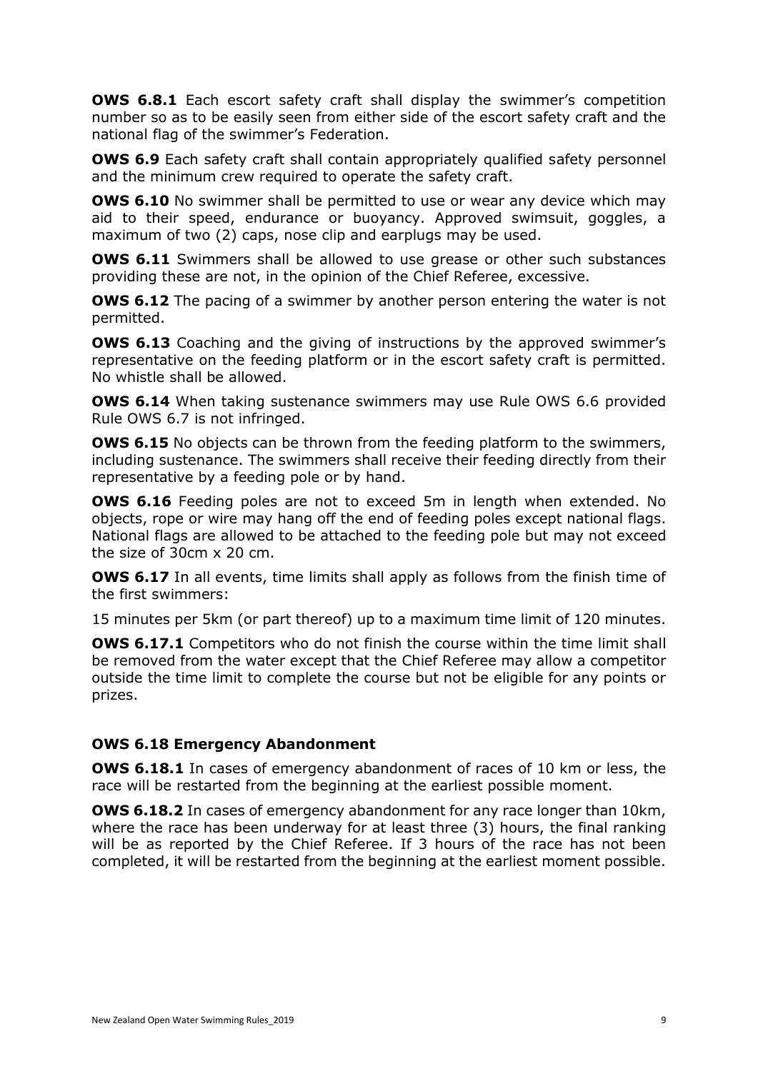**OWS 6.8.1** Each escort safety craft shall display the swimmer's competition number so as to be easily seen from either side of the escort safety craft and the national flag of the swimmer's Federation.

**OWS 6.9** Each safety craft shall contain appropriately qualified safety personnel and the minimum crew required to operate the safety craft.

**OWS 6.10** No swimmer shall be permitted to use or wear any device which may aid to their speed, endurance or buoyancy. Approved swimsuit, goggles, a maximum of two (2) caps, nose clip and earplugs may be used.

**OWS 6.11** Swimmers shall be allowed to use grease or other such substances providing these are not, in the opinion of the Chief Referee, excessive.

**OWS 6.12** The pacing of a swimmer by another person entering the water is not permitted.

**OWS 6.13** Coaching and the giving of instructions by the approved swimmer's representative on the feeding platform or in the escort safety craft is permitted. No whistle shall be allowed.

**OWS 6.14** When taking sustenance swimmers may use Rule OWS 6.6 provided Rule OWS 6.7 is not infringed.

**OWS 6.15** No objects can be thrown from the feeding platform to the swimmers, including sustenance. The swimmers shall receive their feeding directly from their representative by a feeding pole or by hand.

**OWS 6.16** Feeding poles are not to exceed 5m in length when extended. No objects, rope or wire may hang off the end of feeding poles except national flags. National flags are allowed to be attached to the feeding pole but may not exceed the size of 30cm x 20 cm.

**OWS 6.17** In all events, time limits shall apply as follows from the finish time of the first swimmers:

15 minutes per 5km (or part thereof) up to a maximum time limit of 120 minutes.

**OWS 6.17.1** Competitors who do not finish the course within the time limit shall be removed from the water except that the Chief Referee may allow a competitor outside the time limit to complete the course but not be eligible for any points or prizes.

### OWS 6.18 Emergency Abandonment

**OWS 6.18.1** In cases of emergency abandonment of races of 10 km or less, the race will be restarted from the beginning at the earliest possible moment.

**OWS 6.18.2** In cases of emergency abandonment for any race longer than 10km, where the race has been underway for at least three (3) hours, the final ranking will be as reported by the Chief Referee. If 3 hours of the race has not been completed, it will be restarted from the beginning at the earliest moment possible.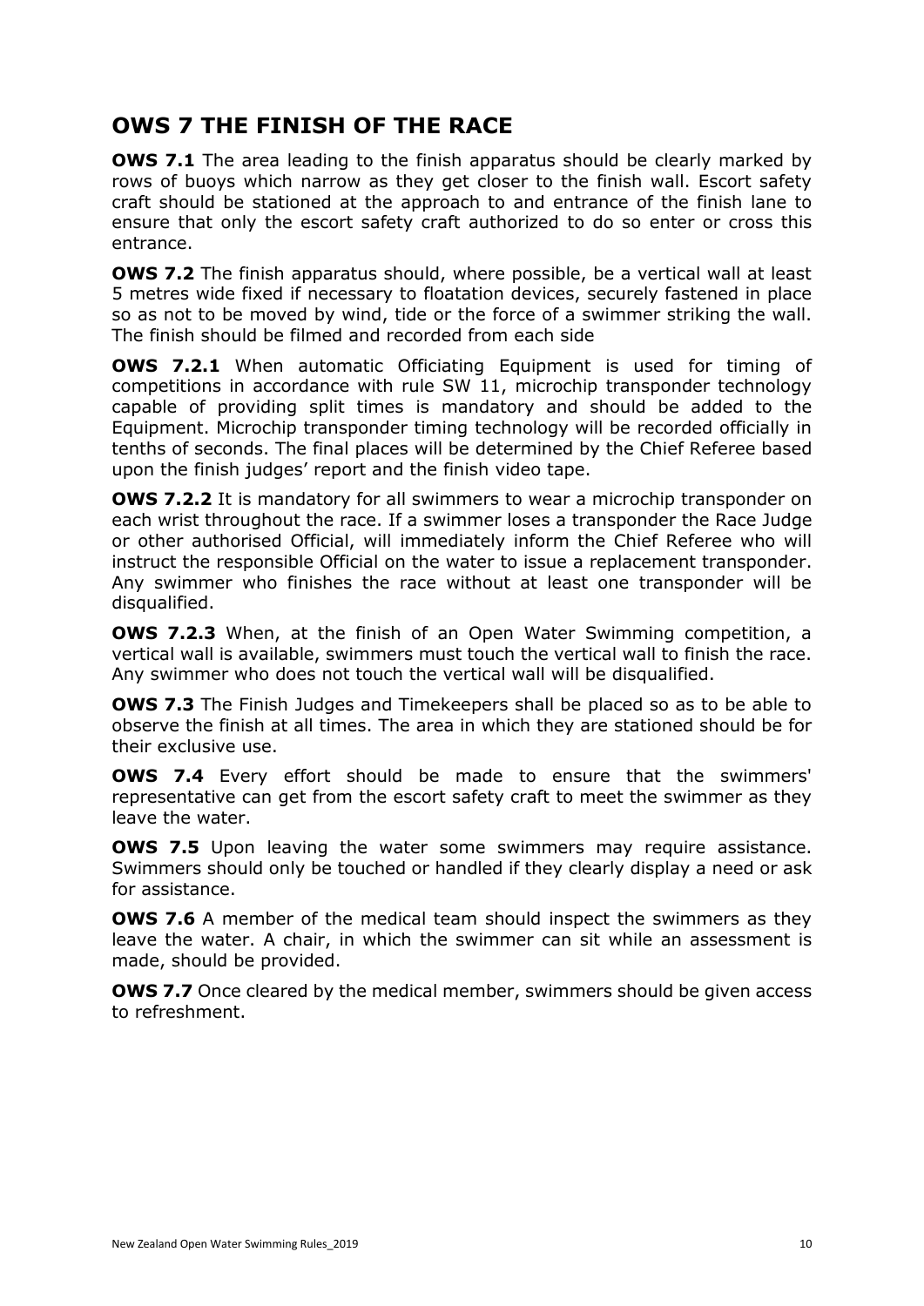## OWS 7 THE FINISH OF THE RACE

**OWS 7.1** The area leading to the finish apparatus should be clearly marked by rows of buoys which narrow as they get closer to the finish wall. Escort safety craft should be stationed at the approach to and entrance of the finish lane to ensure that only the escort safety craft authorized to do so enter or cross this entrance.

**OWS 7.2** The finish apparatus should, where possible, be a vertical wall at least 5 metres wide fixed if necessary to floatation devices, securely fastened in place so as not to be moved by wind, tide or the force of a swimmer striking the wall. The finish should be filmed and recorded from each side

**OWS 7.2.1** When automatic Officiating Equipment is used for timing of competitions in accordance with rule SW 11, microchip transponder technology capable of providing split times is mandatory and should be added to the Equipment. Microchip transponder timing technology will be recorded officially in tenths of seconds. The final places will be determined by the Chief Referee based upon the finish judges' report and the finish video tape.

**OWS 7.2.2** It is mandatory for all swimmers to wear a microchip transponder on each wrist throughout the race. If a swimmer loses a transponder the Race Judge or other authorised Official, will immediately inform the Chief Referee who will instruct the responsible Official on the water to issue a replacement transponder. Any swimmer who finishes the race without at least one transponder will be disqualified.

**OWS 7.2.3** When, at the finish of an Open Water Swimming competition, a vertical wall is available, swimmers must touch the vertical wall to finish the race. Any swimmer who does not touch the vertical wall will be disqualified.

**OWS 7.3** The Finish Judges and Timekeepers shall be placed so as to be able to observe the finish at all times. The area in which they are stationed should be for their exclusive use.

**OWS 7.4** Every effort should be made to ensure that the swimmers' representative can get from the escort safety craft to meet the swimmer as they leave the water.

**OWS 7.5** Upon leaving the water some swimmers may require assistance. Swimmers should only be touched or handled if they clearly display a need or ask for assistance.

**OWS 7.6** A member of the medical team should inspect the swimmers as they leave the water. A chair, in which the swimmer can sit while an assessment is made, should be provided.

**OWS 7.7** Once cleared by the medical member, swimmers should be given access to refreshment.